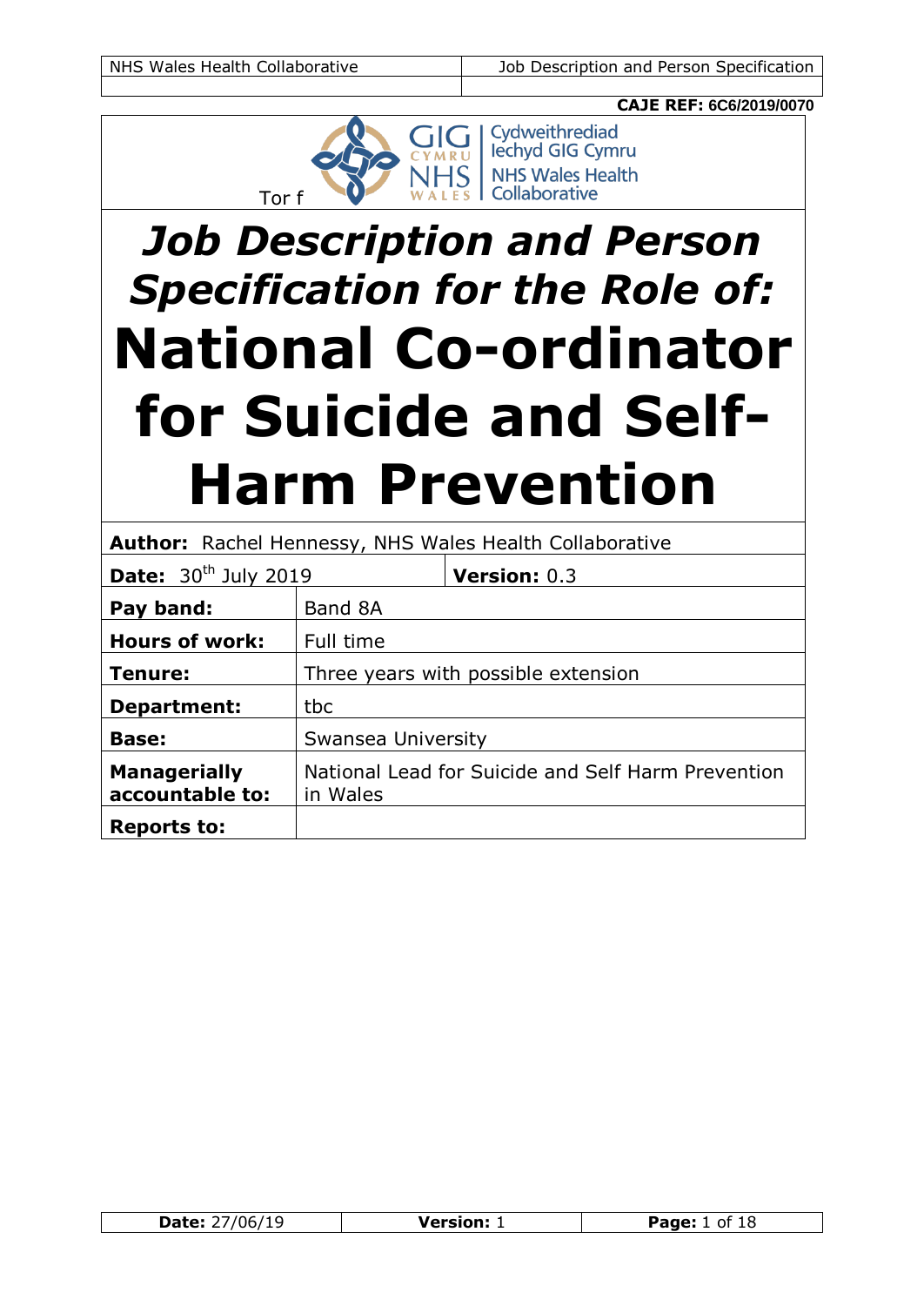**CAJE REF: 6C6/2019/0070**

Tor f

Cydweithrediad Iechyd GIG Cymru
NHS Wales Health Collaborative

# *Job Description and Person Specification for the Role of:*

# National Co-ordinator for Suicide and Self-Harm Prevention

| **Author:** Rachel Hennessy, NHS Wales Health Collaborative | |
|---|---|
| **Date:** 30th July 2019 | **Version:** 0.3 |
| **Pay band:** | Band 8A |
| **Hours of work:** | Full time |
| **Tenure:** | Three years with possible extension |
| **Department:** | tbc |
| **Base:** | Swansea University |
| **Managerially accountable to:** | National Lead for Suicide and Self Harm Prevention in Wales |
| **Reports to:** | |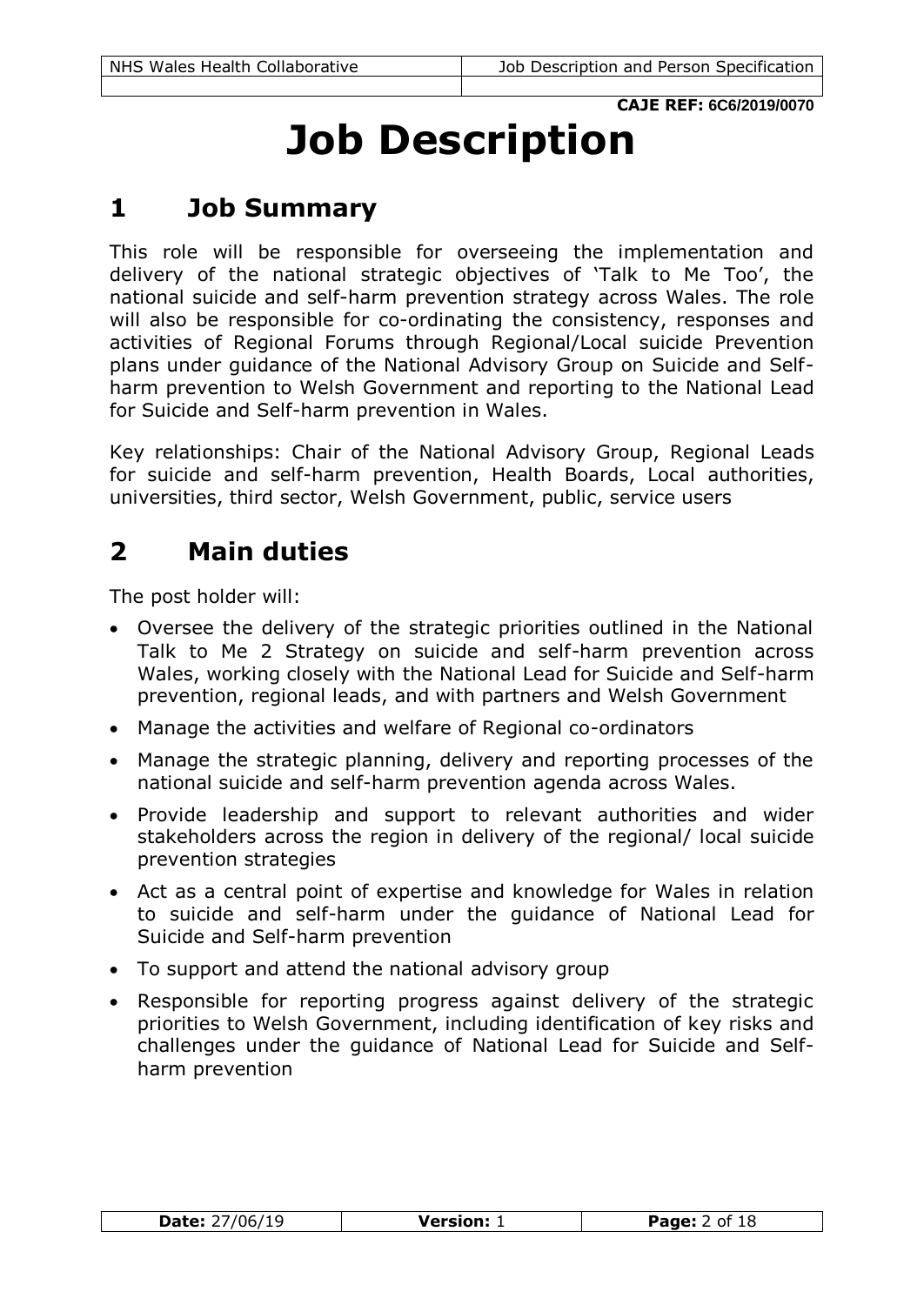**CAJE REF: 6C6/2019/0070**

# Job Description

## 1 Job Summary

This role will be responsible for overseeing the implementation and delivery of the national strategic objectives of 'Talk to Me Too', the national suicide and self-harm prevention strategy across Wales. The role will also be responsible for co-ordinating the consistency, responses and activities of Regional Forums through Regional/Local suicide Prevention plans under guidance of the National Advisory Group on Suicide and Self-harm prevention to Welsh Government and reporting to the National Lead for Suicide and Self-harm prevention in Wales.

Key relationships: Chair of the National Advisory Group, Regional Leads for suicide and self-harm prevention, Health Boards, Local authorities, universities, third sector, Welsh Government, public, service users

## 2 Main duties

The post holder will:

- Oversee the delivery of the strategic priorities outlined in the National Talk to Me 2 Strategy on suicide and self-harm prevention across Wales, working closely with the National Lead for Suicide and Self-harm prevention, regional leads, and with partners and Welsh Government
- Manage the activities and welfare of Regional co-ordinators
- Manage the strategic planning, delivery and reporting processes of the national suicide and self-harm prevention agenda across Wales.
- Provide leadership and support to relevant authorities and wider stakeholders across the region in delivery of the regional/ local suicide prevention strategies
- Act as a central point of expertise and knowledge for Wales in relation to suicide and self-harm under the guidance of National Lead for Suicide and Self-harm prevention
- To support and attend the national advisory group
- Responsible for reporting progress against delivery of the strategic priorities to Welsh Government, including identification of key risks and challenges under the guidance of National Lead for Suicide and Self-harm prevention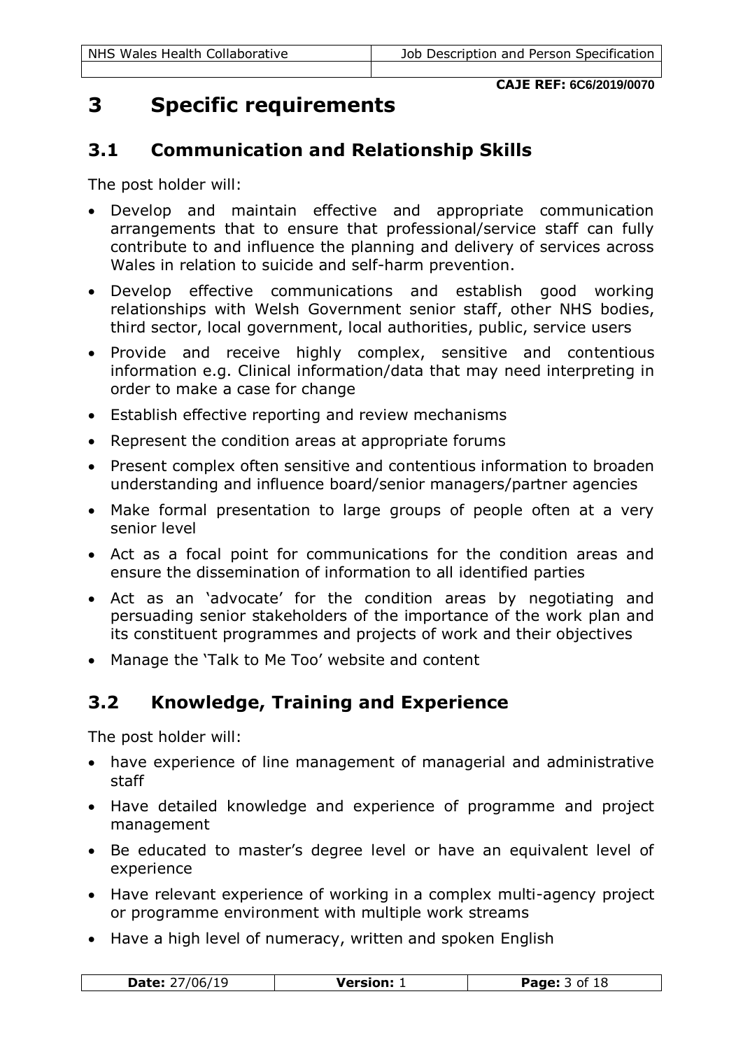**CAJE REF: 6C6/2019/0070**

# 3 Specific requirements

## 3.1 Communication and Relationship Skills

The post holder will:

- Develop and maintain effective and appropriate communication arrangements that to ensure that professional/service staff can fully contribute to and influence the planning and delivery of services across Wales in relation to suicide and self-harm prevention.
- Develop effective communications and establish good working relationships with Welsh Government senior staff, other NHS bodies, third sector, local government, local authorities, public, service users
- Provide and receive highly complex, sensitive and contentious information e.g. Clinical information/data that may need interpreting in order to make a case for change
- Establish effective reporting and review mechanisms
- Represent the condition areas at appropriate forums
- Present complex often sensitive and contentious information to broaden understanding and influence board/senior managers/partner agencies
- Make formal presentation to large groups of people often at a very senior level
- Act as a focal point for communications for the condition areas and ensure the dissemination of information to all identified parties
- Act as an 'advocate' for the condition areas by negotiating and persuading senior stakeholders of the importance of the work plan and its constituent programmes and projects of work and their objectives
- Manage the 'Talk to Me Too' website and content

## 3.2 Knowledge, Training and Experience

The post holder will:

- have experience of line management of managerial and administrative staff
- Have detailed knowledge and experience of programme and project management
- Be educated to master's degree level or have an equivalent level of experience
- Have relevant experience of working in a complex multi-agency project or programme environment with multiple work streams
- Have a high level of numeracy, written and spoken English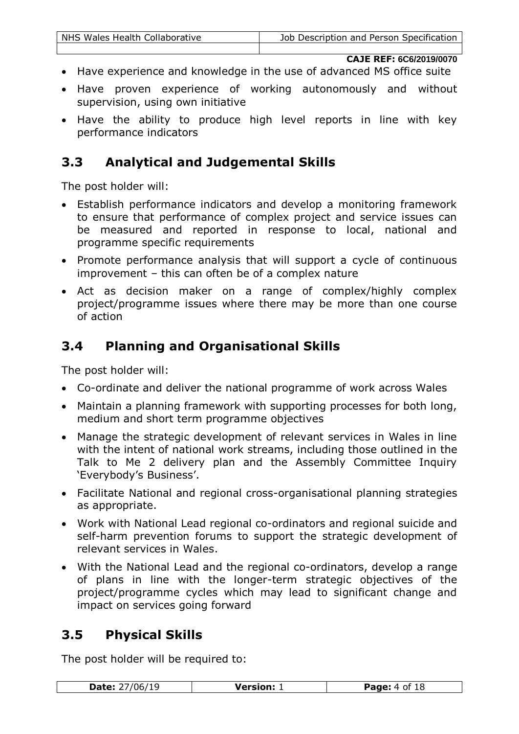- Have experience and knowledge in the use of advanced MS office suite
- Have proven experience of working autonomously and without supervision, using own initiative
- Have the ability to produce high level reports in line with key performance indicators

## 3.3 Analytical and Judgemental Skills

The post holder will:

- Establish performance indicators and develop a monitoring framework to ensure that performance of complex project and service issues can be measured and reported in response to local, national and programme specific requirements
- Promote performance analysis that will support a cycle of continuous improvement – this can often be of a complex nature
- Act as decision maker on a range of complex/highly complex project/programme issues where there may be more than one course of action

## 3.4 Planning and Organisational Skills

The post holder will:

- Co-ordinate and deliver the national programme of work across Wales
- Maintain a planning framework with supporting processes for both long, medium and short term programme objectives
- Manage the strategic development of relevant services in Wales in line with the intent of national work streams, including those outlined in the Talk to Me 2 delivery plan and the Assembly Committee Inquiry 'Everybody's Business'.
- Facilitate National and regional cross-organisational planning strategies as appropriate.
- Work with National Lead regional co-ordinators and regional suicide and self-harm prevention forums to support the strategic development of relevant services in Wales.
- With the National Lead and the regional co-ordinators, develop a range of plans in line with the longer-term strategic objectives of the project/programme cycles which may lead to significant change and impact on services going forward

## 3.5 Physical Skills

The post holder will be required to: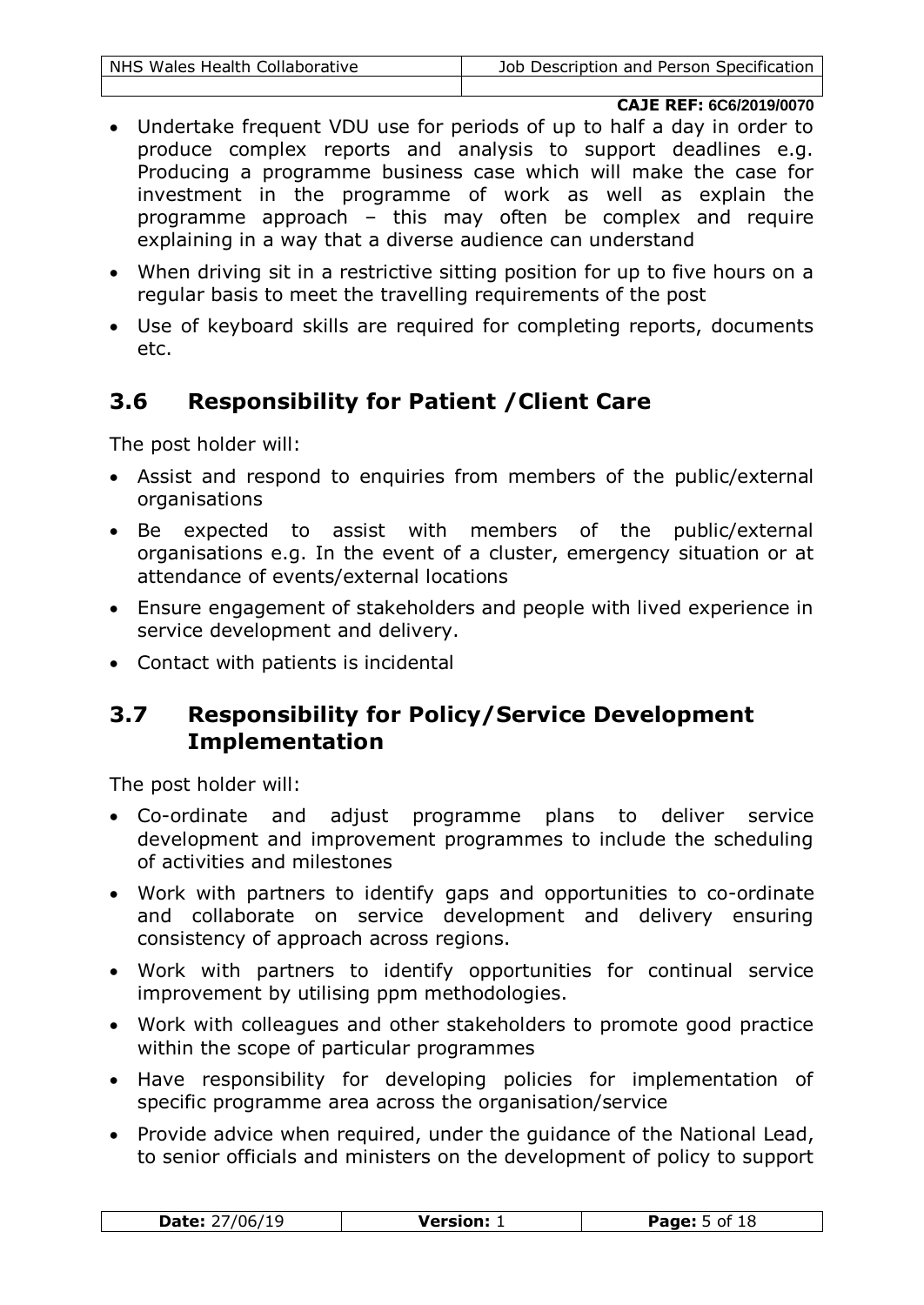- Undertake frequent VDU use for periods of up to half a day in order to produce complex reports and analysis to support deadlines e.g. Producing a programme business case which will make the case for investment in the programme of work as well as explain the programme approach – this may often be complex and require explaining in a way that a diverse audience can understand
- When driving sit in a restrictive sitting position for up to five hours on a regular basis to meet the travelling requirements of the post
- Use of keyboard skills are required for completing reports, documents etc.

## 3.6 Responsibility for Patient /Client Care

The post holder will:

- Assist and respond to enquiries from members of the public/external organisations
- Be expected to assist with members of the public/external organisations e.g. In the event of a cluster, emergency situation or at attendance of events/external locations
- Ensure engagement of stakeholders and people with lived experience in service development and delivery.
- Contact with patients is incidental

## 3.7 Responsibility for Policy/Service Development Implementation

The post holder will:

- Co-ordinate and adjust programme plans to deliver service development and improvement programmes to include the scheduling of activities and milestones
- Work with partners to identify gaps and opportunities to co-ordinate and collaborate on service development and delivery ensuring consistency of approach across regions.
- Work with partners to identify opportunities for continual service improvement by utilising ppm methodologies.
- Work with colleagues and other stakeholders to promote good practice within the scope of particular programmes
- Have responsibility for developing policies for implementation of specific programme area across the organisation/service
- Provide advice when required, under the guidance of the National Lead, to senior officials and ministers on the development of policy to support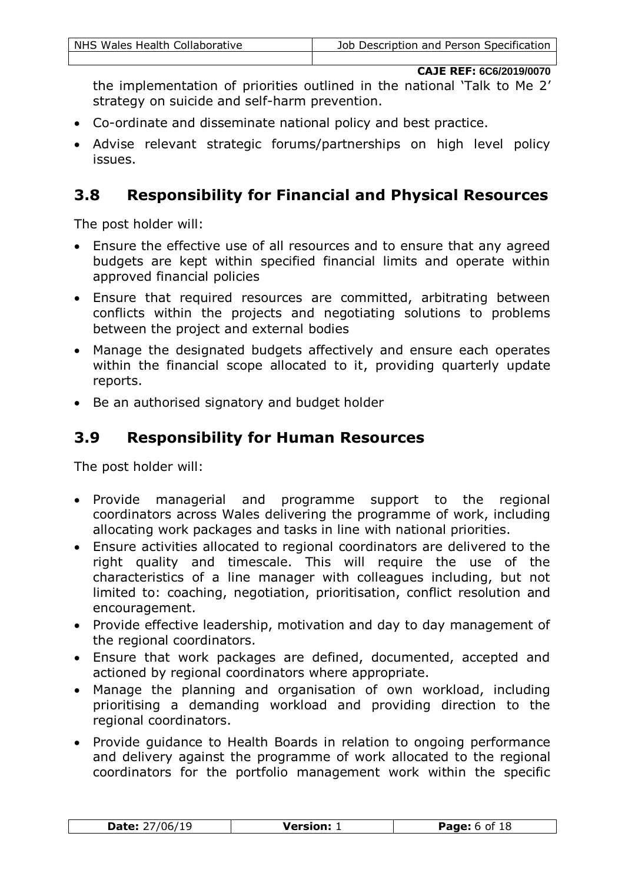the implementation of priorities outlined in the national 'Talk to Me 2' strategy on suicide and self-harm prevention.

- Co-ordinate and disseminate national policy and best practice.
- Advise relevant strategic forums/partnerships on high level policy issues.

## 3.8 Responsibility for Financial and Physical Resources

The post holder will:

- Ensure the effective use of all resources and to ensure that any agreed budgets are kept within specified financial limits and operate within approved financial policies
- Ensure that required resources are committed, arbitrating between conflicts within the projects and negotiating solutions to problems between the project and external bodies
- Manage the designated budgets affectively and ensure each operates within the financial scope allocated to it, providing quarterly update reports.
- Be an authorised signatory and budget holder

## 3.9 Responsibility for Human Resources

The post holder will:

- Provide managerial and programme support to the regional coordinators across Wales delivering the programme of work, including allocating work packages and tasks in line with national priorities.
- Ensure activities allocated to regional coordinators are delivered to the right quality and timescale. This will require the use of the characteristics of a line manager with colleagues including, but not limited to: coaching, negotiation, prioritisation, conflict resolution and encouragement.
- Provide effective leadership, motivation and day to day management of the regional coordinators.
- Ensure that work packages are defined, documented, accepted and actioned by regional coordinators where appropriate.
- Manage the planning and organisation of own workload, including prioritising a demanding workload and providing direction to the regional coordinators.
- Provide guidance to Health Boards in relation to ongoing performance and delivery against the programme of work allocated to the regional coordinators for the portfolio management work within the specific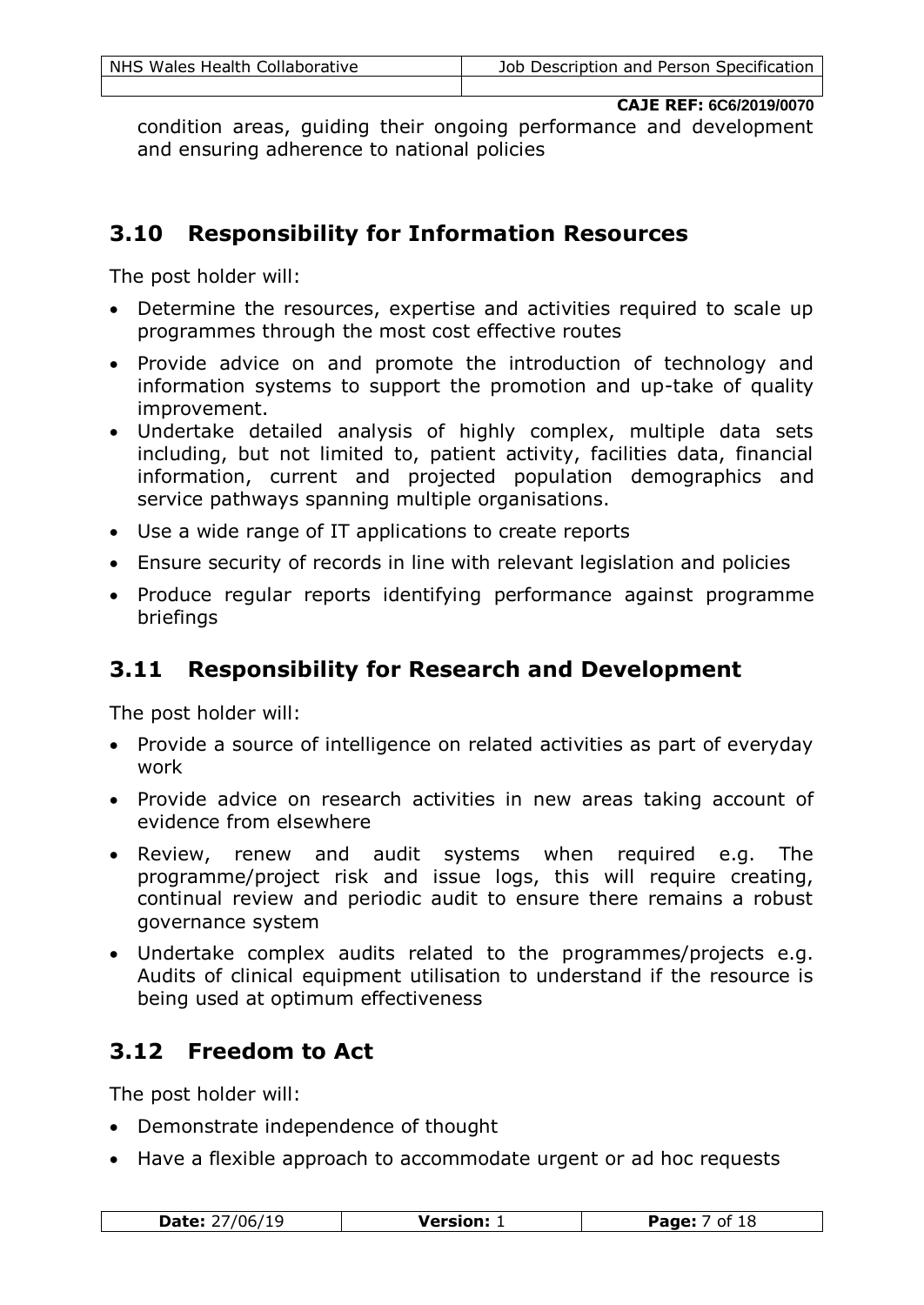condition areas, guiding their ongoing performance and development and ensuring adherence to national policies

## 3.10 Responsibility for Information Resources

The post holder will:

- Determine the resources, expertise and activities required to scale up programmes through the most cost effective routes
- Provide advice on and promote the introduction of technology and information systems to support the promotion and up-take of quality improvement.
- Undertake detailed analysis of highly complex, multiple data sets including, but not limited to, patient activity, facilities data, financial information, current and projected population demographics and service pathways spanning multiple organisations.
- Use a wide range of IT applications to create reports
- Ensure security of records in line with relevant legislation and policies
- Produce regular reports identifying performance against programme briefings

## 3.11 Responsibility for Research and Development

The post holder will:

- Provide a source of intelligence on related activities as part of everyday work
- Provide advice on research activities in new areas taking account of evidence from elsewhere
- Review, renew and audit systems when required e.g. The programme/project risk and issue logs, this will require creating, continual review and periodic audit to ensure there remains a robust governance system
- Undertake complex audits related to the programmes/projects e.g. Audits of clinical equipment utilisation to understand if the resource is being used at optimum effectiveness

## 3.12 Freedom to Act

The post holder will:

- Demonstrate independence of thought
- Have a flexible approach to accommodate urgent or ad hoc requests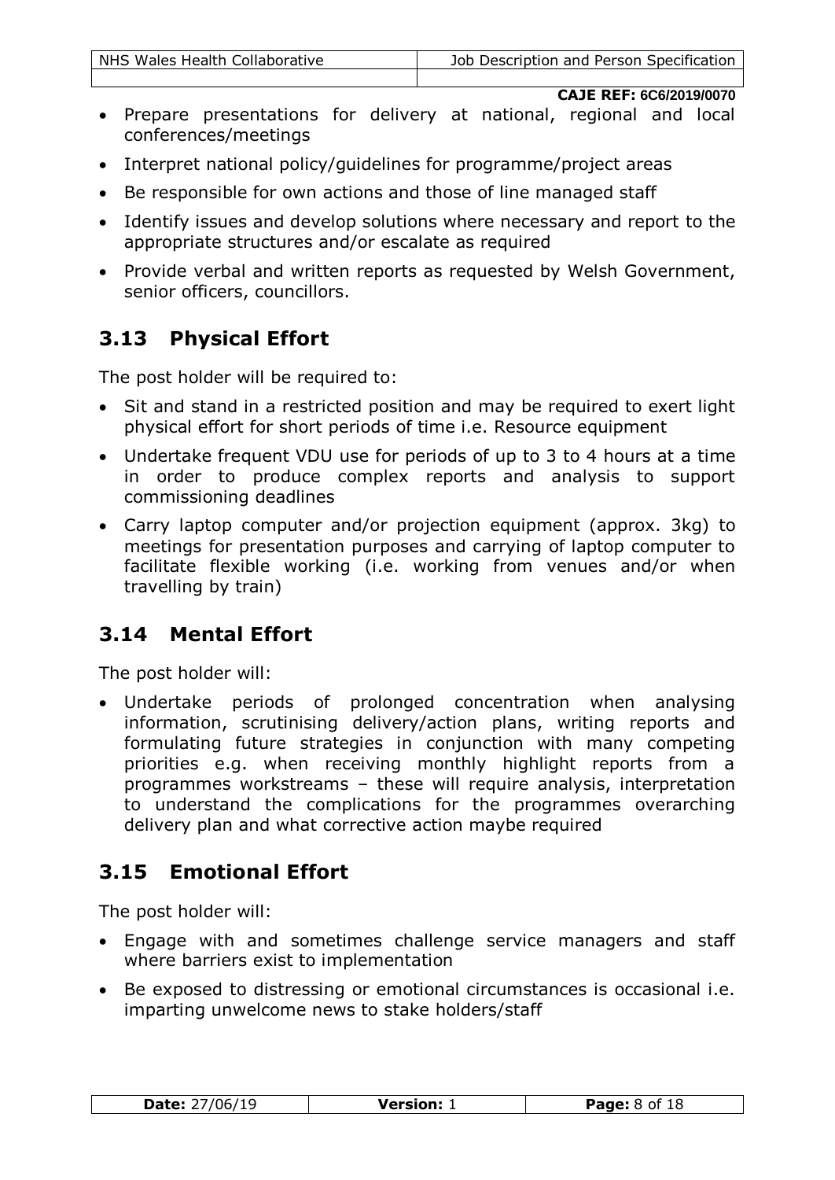**CAJE REF: 6C6/2019/0070**

- Prepare presentations for delivery at national, regional and local conferences/meetings
- Interpret national policy/guidelines for programme/project areas
- Be responsible for own actions and those of line managed staff
- Identify issues and develop solutions where necessary and report to the appropriate structures and/or escalate as required
- Provide verbal and written reports as requested by Welsh Government, senior officers, councillors.

## 3.13 Physical Effort

The post holder will be required to:

- Sit and stand in a restricted position and may be required to exert light physical effort for short periods of time i.e. Resource equipment
- Undertake frequent VDU use for periods of up to 3 to 4 hours at a time in order to produce complex reports and analysis to support commissioning deadlines
- Carry laptop computer and/or projection equipment (approx. 3kg) to meetings for presentation purposes and carrying of laptop computer to facilitate flexible working (i.e. working from venues and/or when travelling by train)

## 3.14 Mental Effort

The post holder will:

- Undertake periods of prolonged concentration when analysing information, scrutinising delivery/action plans, writing reports and formulating future strategies in conjunction with many competing priorities e.g. when receiving monthly highlight reports from a programmes workstreams – these will require analysis, interpretation to understand the complications for the programmes overarching delivery plan and what corrective action maybe required

## 3.15 Emotional Effort

The post holder will:

- Engage with and sometimes challenge service managers and staff where barriers exist to implementation
- Be exposed to distressing or emotional circumstances is occasional i.e. imparting unwelcome news to stake holders/staff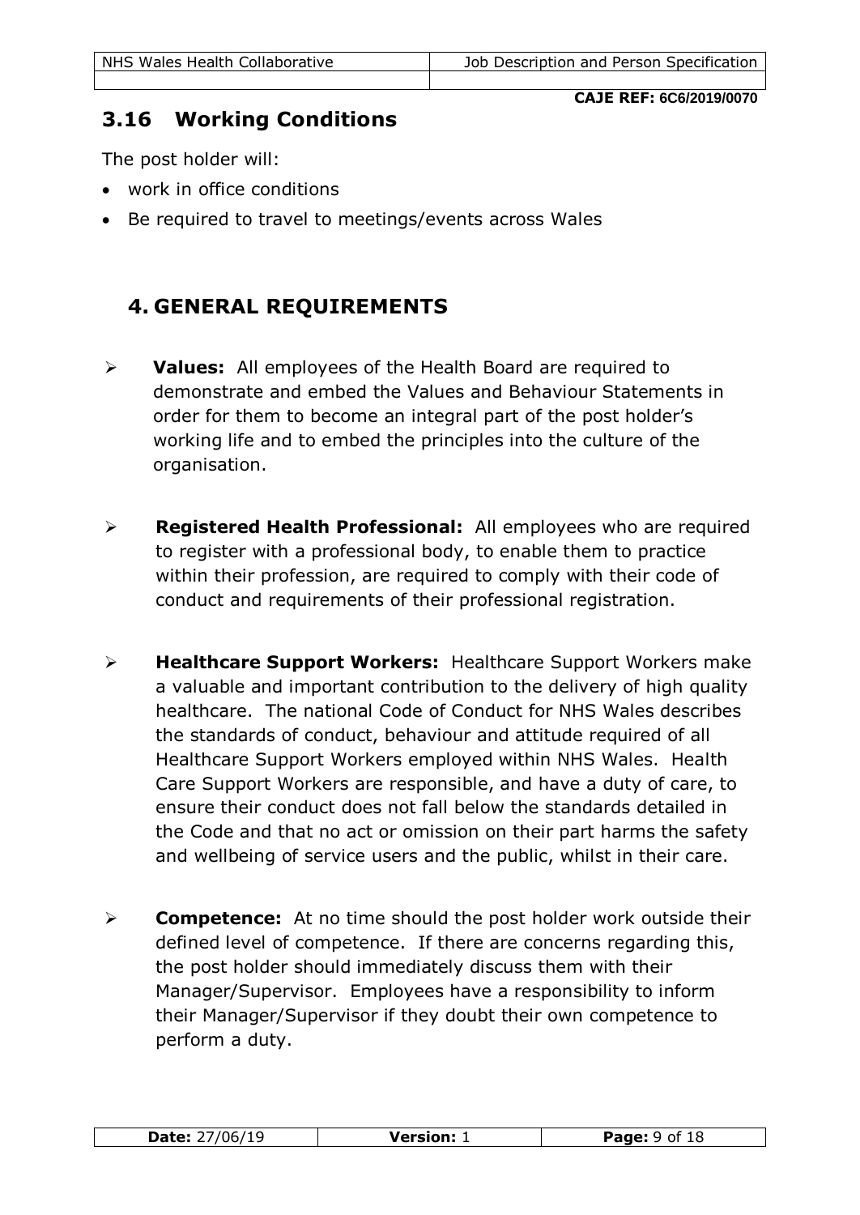**CAJE REF: 6C6/2019/0070**

## 3.16 Working Conditions

The post holder will:

- work in office conditions
- Be required to travel to meetings/events across Wales

# 4. GENERAL REQUIREMENTS

- **Values:** All employees of the Health Board are required to demonstrate and embed the Values and Behaviour Statements in order for them to become an integral part of the post holder's working life and to embed the principles into the culture of the organisation.

- **Registered Health Professional:** All employees who are required to register with a professional body, to enable them to practice within their profession, are required to comply with their code of conduct and requirements of their professional registration.

- **Healthcare Support Workers:** Healthcare Support Workers make a valuable and important contribution to the delivery of high quality healthcare. The national Code of Conduct for NHS Wales describes the standards of conduct, behaviour and attitude required of all Healthcare Support Workers employed within NHS Wales. Health Care Support Workers are responsible, and have a duty of care, to ensure their conduct does not fall below the standards detailed in the Code and that no act or omission on their part harms the safety and wellbeing of service users and the public, whilst in their care.

- **Competence:** At no time should the post holder work outside their defined level of competence. If there are concerns regarding this, the post holder should immediately discuss them with their Manager/Supervisor. Employees have a responsibility to inform their Manager/Supervisor if they doubt their own competence to perform a duty.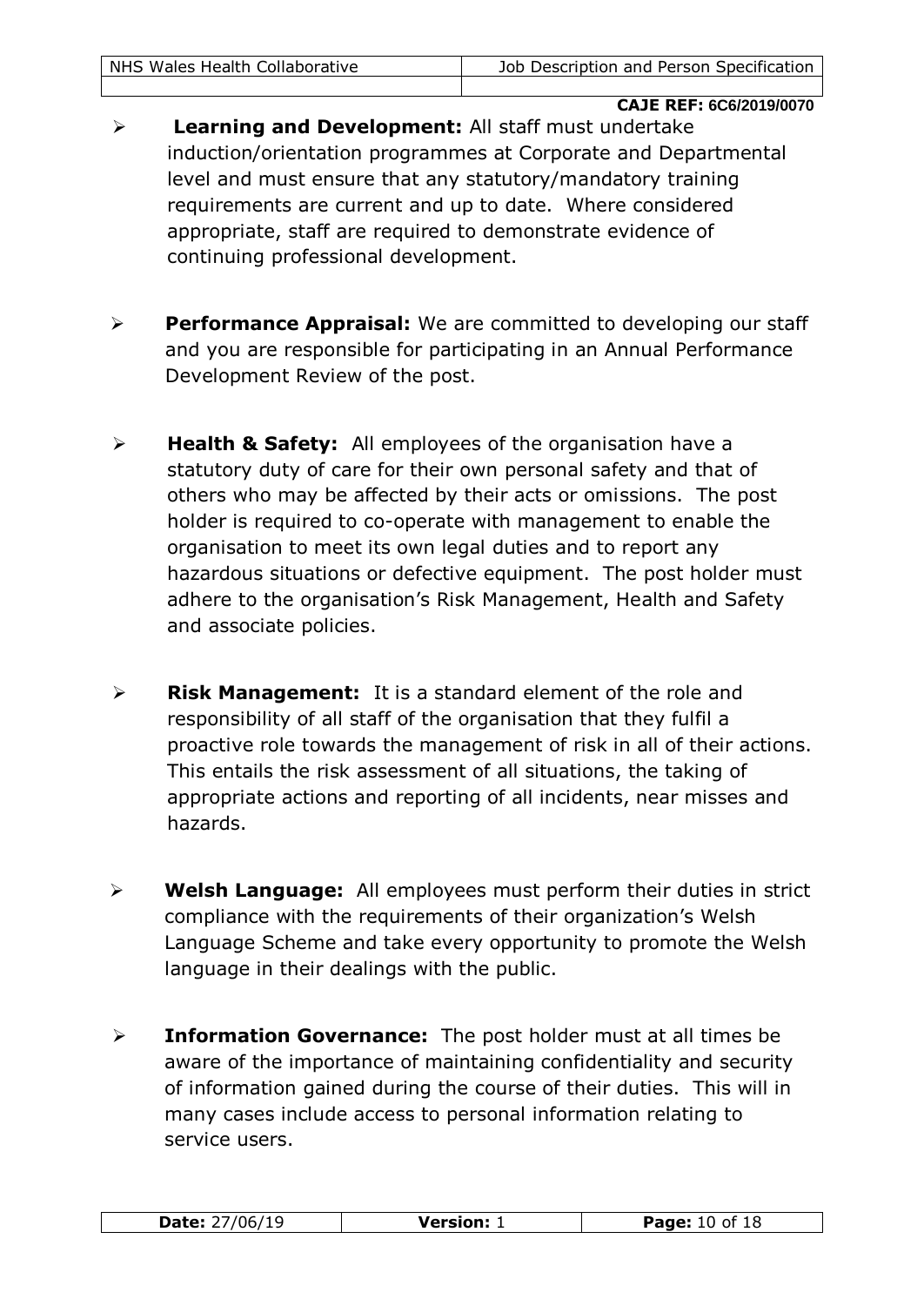- **Learning and Development:** All staff must undertake induction/orientation programmes at Corporate and Departmental level and must ensure that any statutory/mandatory training requirements are current and up to date. Where considered appropriate, staff are required to demonstrate evidence of continuing professional development.

- **Performance Appraisal:** We are committed to developing our staff and you are responsible for participating in an Annual Performance Development Review of the post.

- **Health & Safety:** All employees of the organisation have a statutory duty of care for their own personal safety and that of others who may be affected by their acts or omissions. The post holder is required to co-operate with management to enable the organisation to meet its own legal duties and to report any hazardous situations or defective equipment. The post holder must adhere to the organisation's Risk Management, Health and Safety and associate policies.

- **Risk Management:** It is a standard element of the role and responsibility of all staff of the organisation that they fulfil a proactive role towards the management of risk in all of their actions. This entails the risk assessment of all situations, the taking of appropriate actions and reporting of all incidents, near misses and hazards.

- **Welsh Language:** All employees must perform their duties in strict compliance with the requirements of their organization's Welsh Language Scheme and take every opportunity to promote the Welsh language in their dealings with the public.

- **Information Governance:** The post holder must at all times be aware of the importance of maintaining confidentiality and security of information gained during the course of their duties. This will in many cases include access to personal information relating to service users.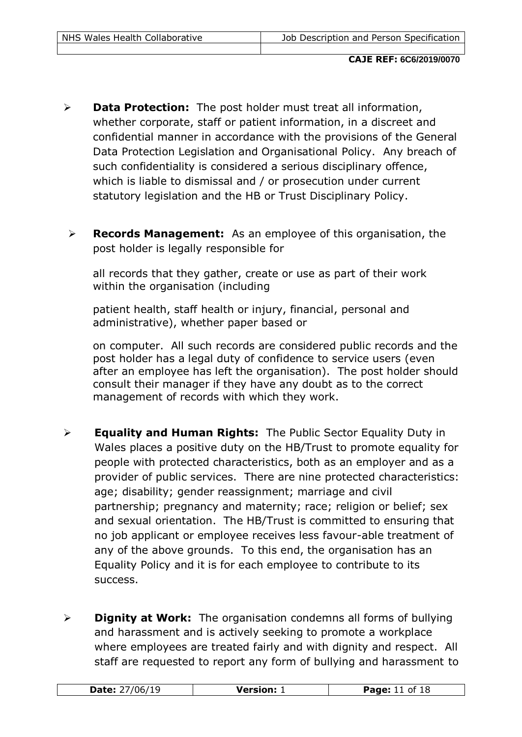- **Data Protection:** The post holder must treat all information, whether corporate, staff or patient information, in a discreet and confidential manner in accordance with the provisions of the General Data Protection Legislation and Organisational Policy. Any breach of such confidentiality is considered a serious disciplinary offence, which is liable to dismissal and / or prosecution under current statutory legislation and the HB or Trust Disciplinary Policy.

- **Records Management:** As an employee of this organisation, the post holder is legally responsible for all records that they gather, create or use as part of their work within the organisation (including patient health, staff health or injury, financial, personal and administrative), whether paper based or on computer. All such records are considered public records and the post holder has a legal duty of confidence to service users (even after an employee has left the organisation). The post holder should consult their manager if they have any doubt as to the correct management of records with which they work.

- **Equality and Human Rights:** The Public Sector Equality Duty in Wales places a positive duty on the HB/Trust to promote equality for people with protected characteristics, both as an employer and as a provider of public services. There are nine protected characteristics: age; disability; gender reassignment; marriage and civil partnership; pregnancy and maternity; race; religion or belief; sex and sexual orientation. The HB/Trust is committed to ensuring that no job applicant or employee receives less favour-able treatment of any of the above grounds. To this end, the organisation has an Equality Policy and it is for each employee to contribute to its success.

- **Dignity at Work:** The organisation condemns all forms of bullying and harassment and is actively seeking to promote a workplace where employees are treated fairly and with dignity and respect. All staff are requested to report any form of bullying and harassment to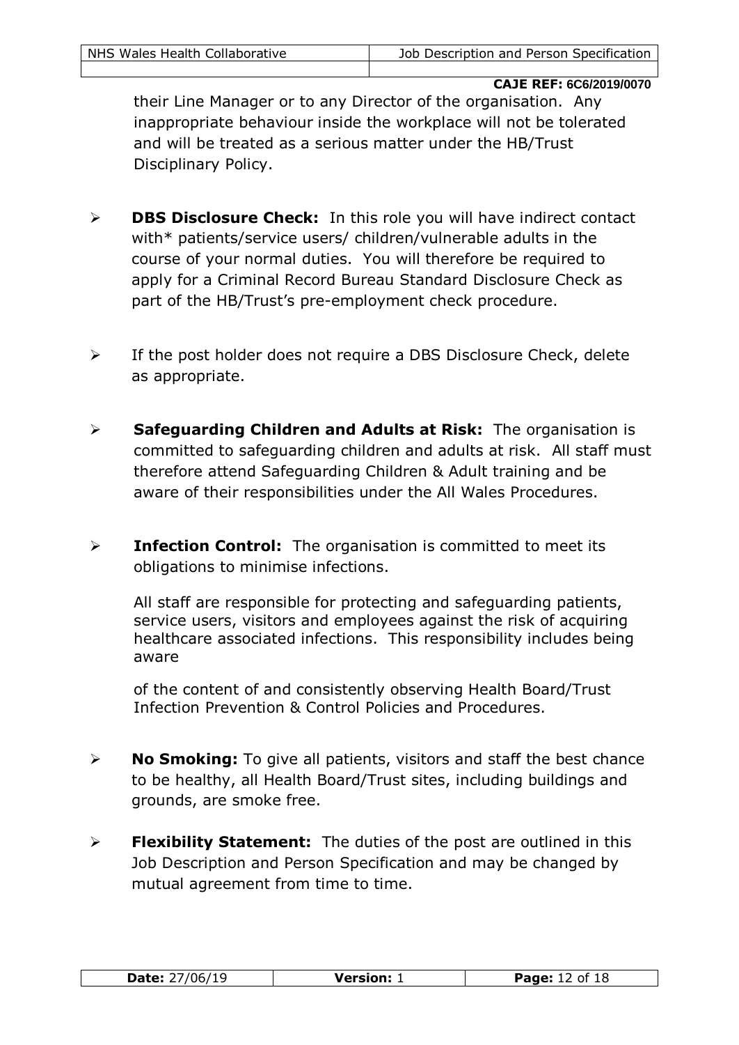their Line Manager or to any Director of the organisation. Any inappropriate behaviour inside the workplace will not be tolerated and will be treated as a serious matter under the HB/Trust Disciplinary Policy.

- **DBS Disclosure Check:** In this role you will have indirect contact with* patients/service users/ children/vulnerable adults in the course of your normal duties. You will therefore be required to apply for a Criminal Record Bureau Standard Disclosure Check as part of the HB/Trust's pre-employment check procedure.

- If the post holder does not require a DBS Disclosure Check, delete as appropriate.

- **Safeguarding Children and Adults at Risk:** The organisation is committed to safeguarding children and adults at risk. All staff must therefore attend Safeguarding Children & Adult training and be aware of their responsibilities under the All Wales Procedures.

- **Infection Control:** The organisation is committed to meet its obligations to minimise infections.

  All staff are responsible for protecting and safeguarding patients, service users, visitors and employees against the risk of acquiring healthcare associated infections. This responsibility includes being aware

  of the content of and consistently observing Health Board/Trust Infection Prevention & Control Policies and Procedures.

- **No Smoking:** To give all patients, visitors and staff the best chance to be healthy, all Health Board/Trust sites, including buildings and grounds, are smoke free.

- **Flexibility Statement:** The duties of the post are outlined in this Job Description and Person Specification and may be changed by mutual agreement from time to time.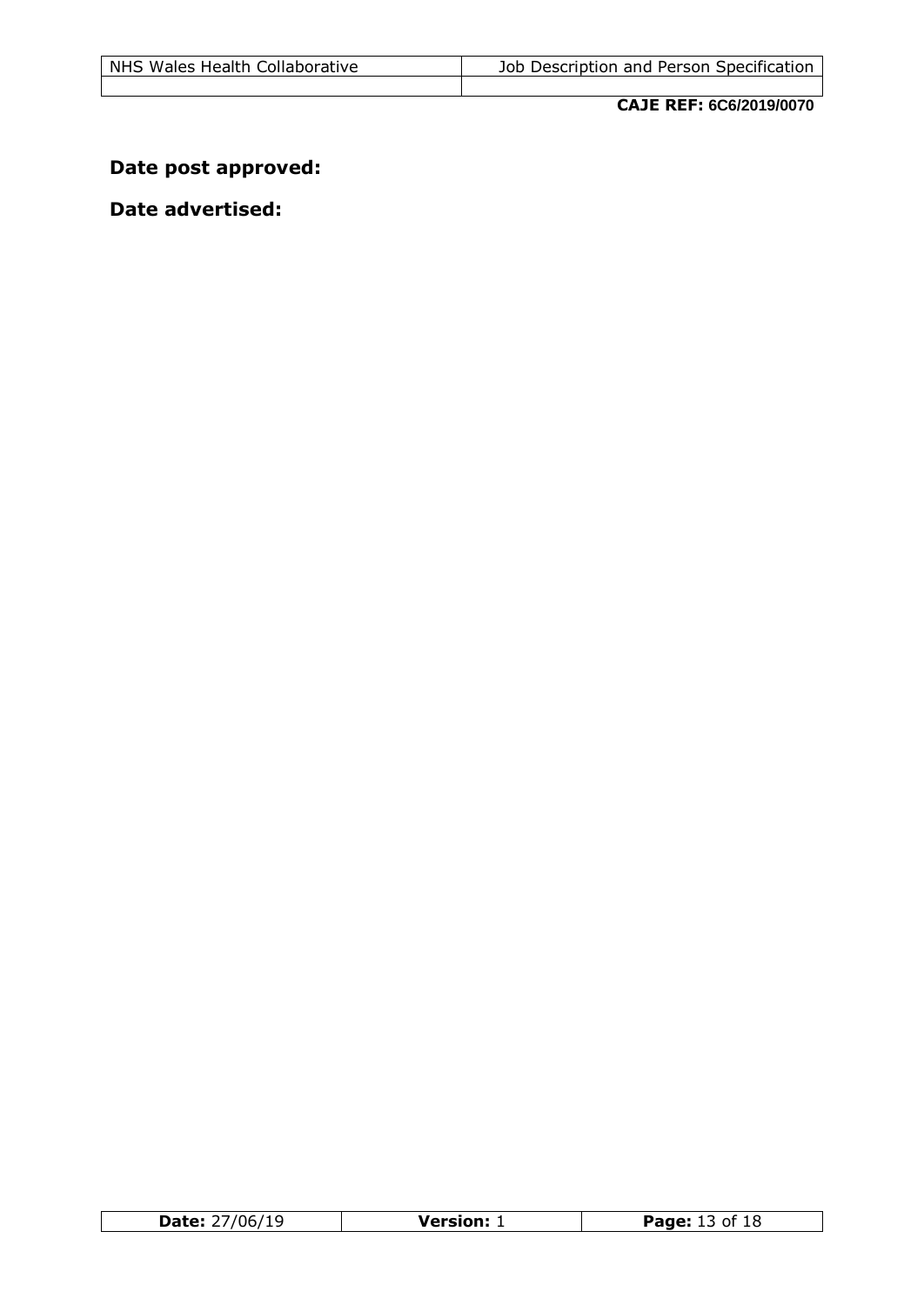**Date post approved:**

**Date advertised:**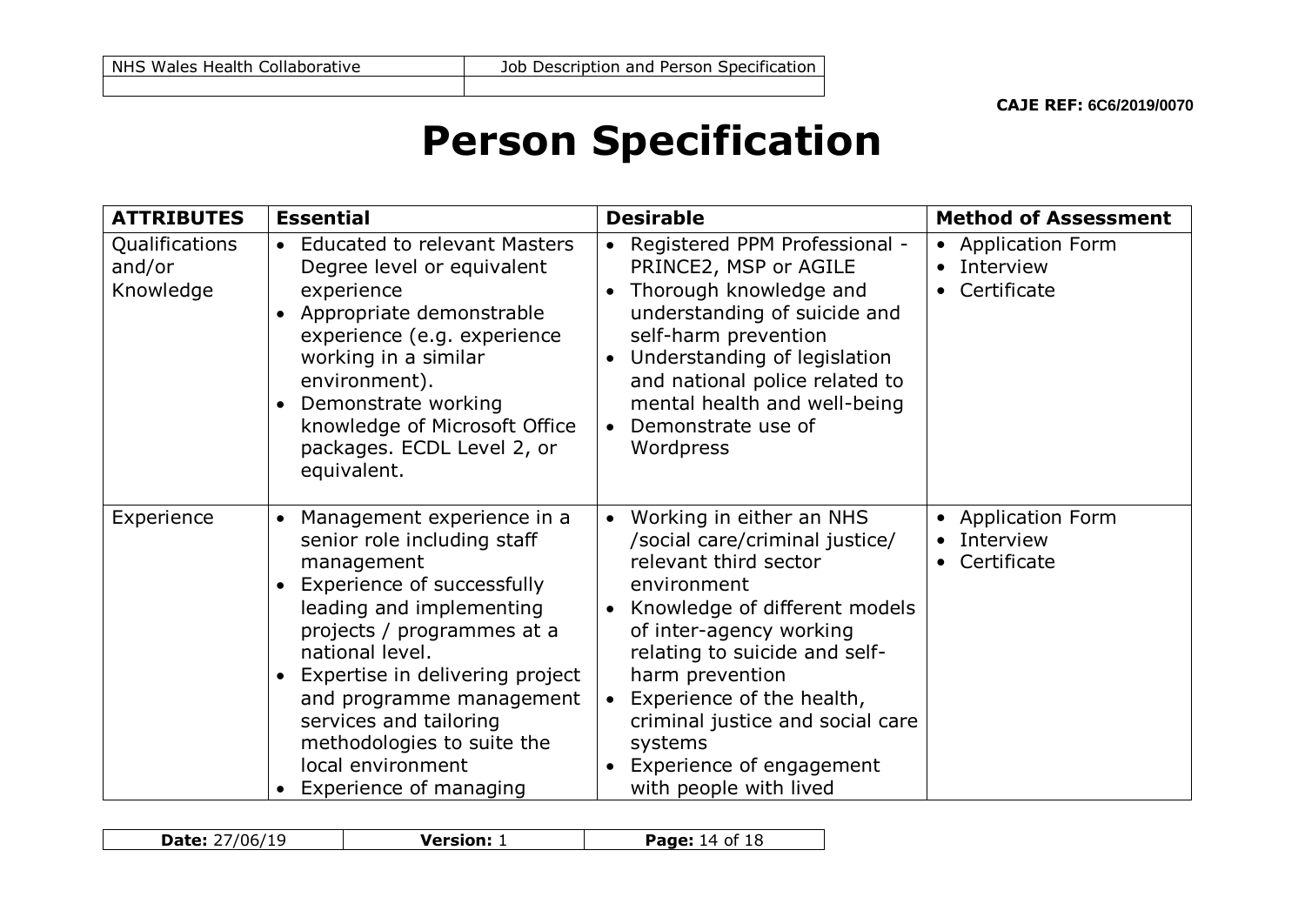CAJE REF: 6C6/2019/0070

# Person Specification

| ATTRIBUTES | Essential | Desirable | Method of Assessment |
|---|---|---|---|
| Qualifications and/or Knowledge | • Educated to relevant Masters Degree level or equivalent experience<br>• Appropriate demonstrable experience (e.g. experience working in a similar environment).<br>• Demonstrate working knowledge of Microsoft Office packages. ECDL Level 2, or equivalent. | • Registered PPM Professional - PRINCE2, MSP or AGILE<br>• Thorough knowledge and understanding of suicide and self-harm prevention<br>• Understanding of legislation and national police related to mental health and well-being<br>• Demonstrate use of Wordpress | • Application Form<br>• Interview<br>• Certificate |
| Experience | • Management experience in a senior role including staff management<br>• Experience of successfully leading and implementing projects / programmes at a national level.<br>• Expertise in delivering project and programme management services and tailoring methodologies to suite the local environment<br>• Experience of managing | • Working in either an NHS /social care/criminal justice/ relevant third sector environment<br>• Knowledge of different models of inter-agency working relating to suicide and self-harm prevention<br>• Experience of the health, criminal justice and social care systems<br>• Experience of engagement with people with lived | • Application Form<br>• Interview<br>• Certificate |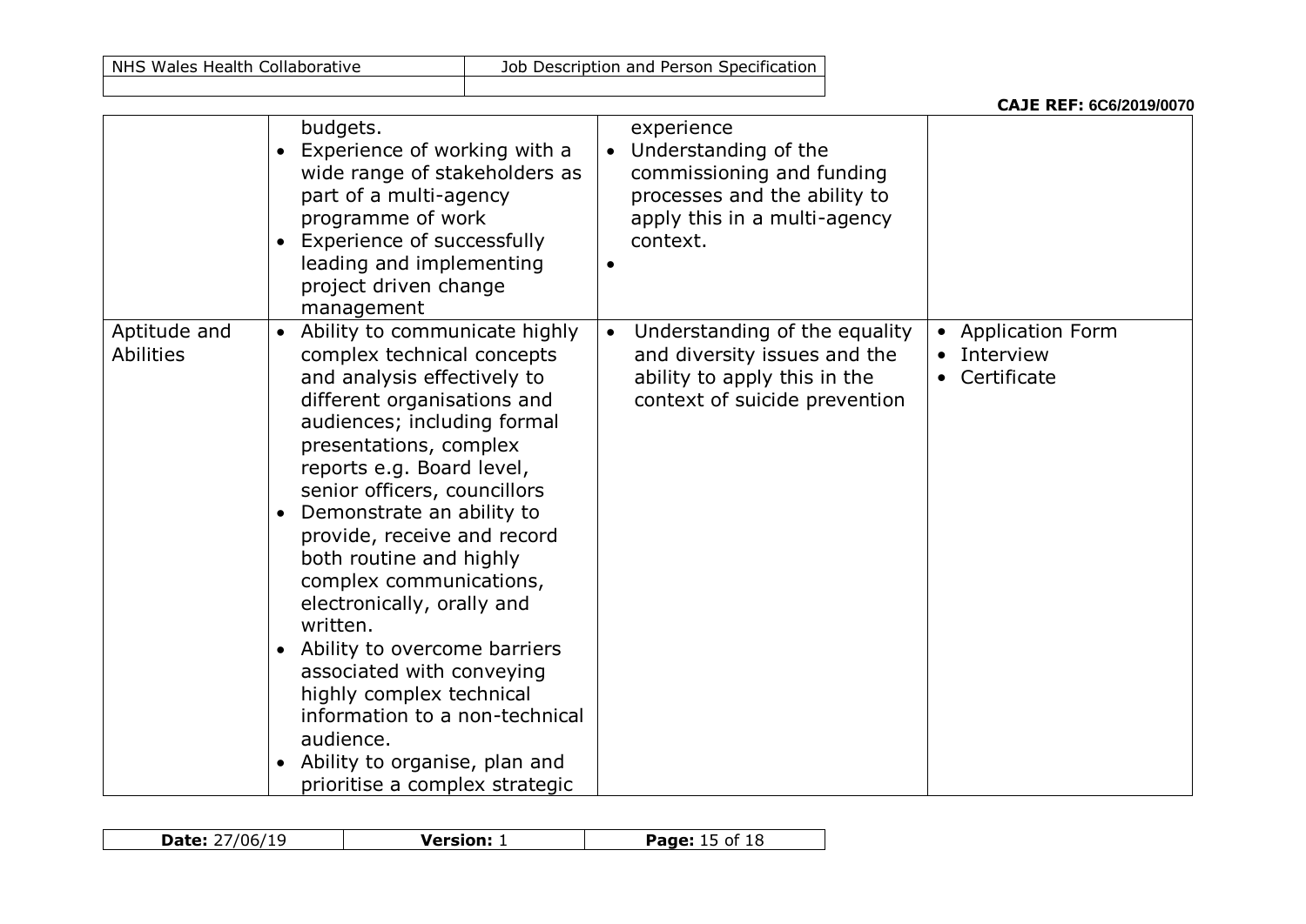**CAJE REF: 6C6/2019/0070**

| | | | |
|---|---|---|---|
| | budgets.<br>• Experience of working with a wide range of stakeholders as part of a multi-agency programme of work<br>• Experience of successfully leading and implementing project driven change management | experience<br>• Understanding of the commissioning and funding processes and the ability to apply this in a multi-agency context.<br>• | |
| Aptitude and Abilities | • Ability to communicate highly complex technical concepts and analysis effectively to different organisations and audiences; including formal presentations, complex reports e.g. Board level, senior officers, councillors<br>• Demonstrate an ability to provide, receive and record both routine and highly complex communications, electronically, orally and written.<br>• Ability to overcome barriers associated with conveying highly complex technical information to a non-technical audience.<br>• Ability to organise, plan and prioritise a complex strategic | • Understanding of the equality and diversity issues and the ability to apply this in the context of suicide prevention | • Application Form<br>• Interview<br>• Certificate |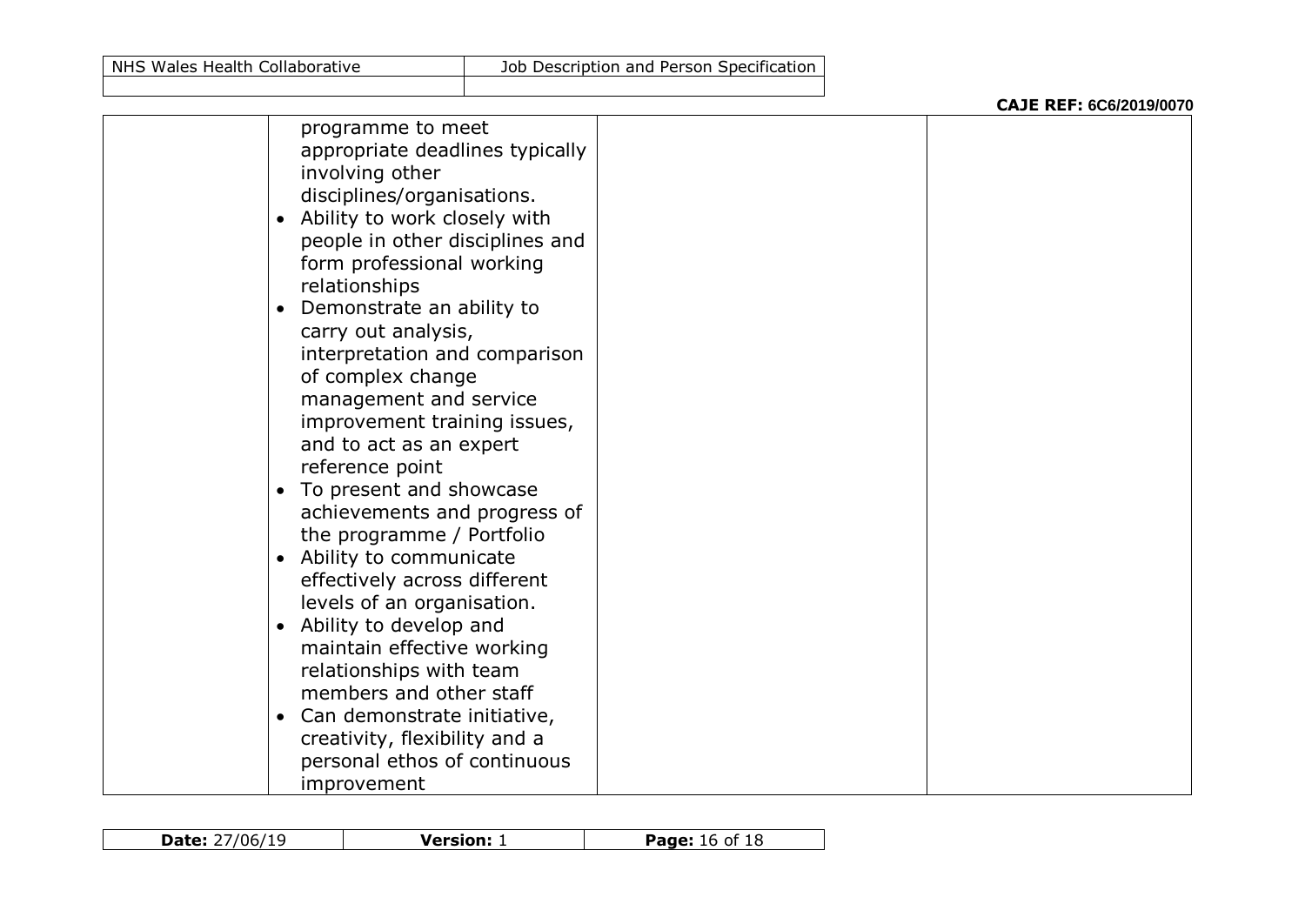| | | | |
|---|---|---|---|
| | programme to meet appropriate deadlines typically involving other disciplines/organisations.<br>• Ability to work closely with people in other disciplines and form professional working relationships<br>• Demonstrate an ability to carry out analysis, interpretation and comparison of complex change management and service improvement training issues, and to act as an expert reference point<br>• To present and showcase achievements and progress of the programme / Portfolio<br>• Ability to communicate effectively across different levels of an organisation.<br>• Ability to develop and maintain effective working relationships with team members and other staff<br>• Can demonstrate initiative, creativity, flexibility and a personal ethos of continuous improvement | | |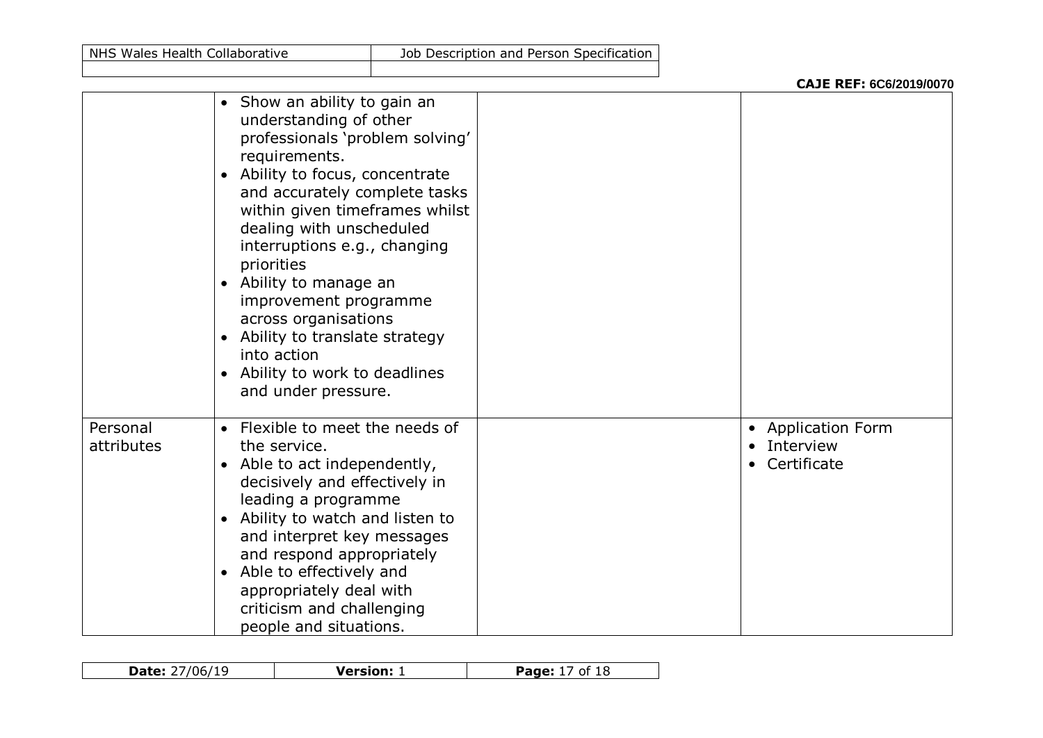**CAJE REF: 6C6/2019/0070**

| | | | |
|---|---|---|---|
| | • Show an ability to gain an understanding of other professionals 'problem solving' requirements.<br>• Ability to focus, concentrate and accurately complete tasks within given timeframes whilst dealing with unscheduled interruptions e.g., changing priorities<br>• Ability to manage an improvement programme across organisations<br>• Ability to translate strategy into action<br>• Ability to work to deadlines and under pressure. | | |
| Personal attributes | • Flexible to meet the needs of the service.<br>• Able to act independently, decisively and effectively in leading a programme<br>• Ability to watch and listen to and interpret key messages and respond appropriately<br>• Able to effectively and appropriately deal with criticism and challenging people and situations. | | • Application Form<br>• Interview<br>• Certificate |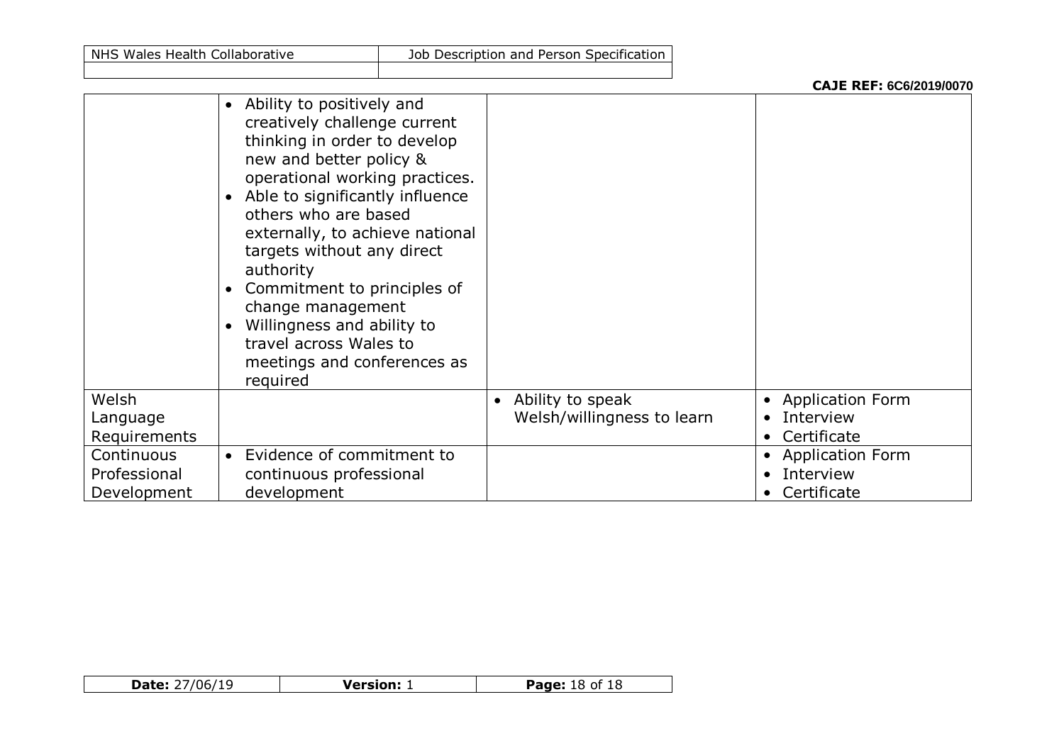| | | | |
|---|---|---|---|
| | • Ability to positively and creatively challenge current thinking in order to develop new and better policy & operational working practices.<br>• Able to significantly influence others who are based externally, to achieve national targets without any direct authority<br>• Commitment to principles of change management<br>• Willingness and ability to travel across Wales to meetings and conferences as required | | |
| Welsh Language Requirements | | • Ability to speak Welsh/willingness to learn | • Application Form<br>• Interview<br>• Certificate |
| Continuous Professional Development | • Evidence of commitment to continuous professional development | | • Application Form<br>• Interview<br>• Certificate |